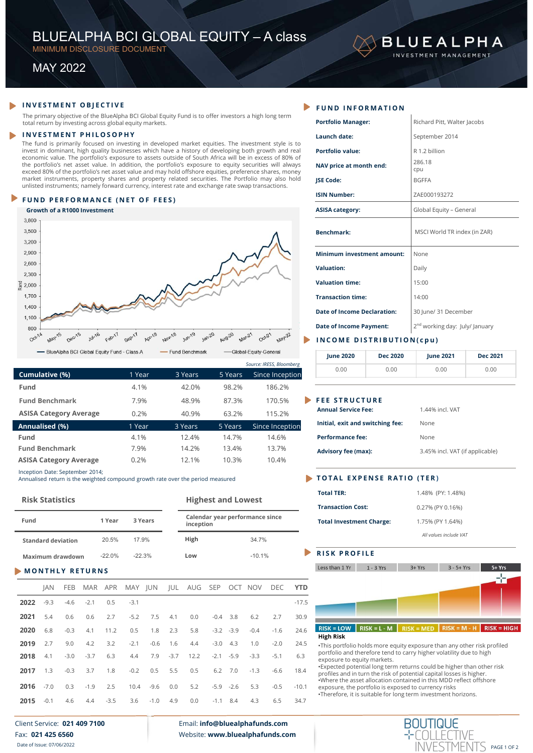# BLUEALPHA BCI GLOBAL EQUITY – A class

MINIMUM DISCLOSURE DOCUMENT

MAY 2022

BLUEALPHA INVESTMENT MANAGEMENT

## INVESTMENT OBJECTIVE

The primary objective of the BlueAlpha BCI Global Equity Fund is to offer investors a high long term total return by investing across global equity markets.

## INVESTMENT PHILOSOPHY

The fund is primarily focused on investing in developed market equities. The investment style is to invest in dominant, high quality businesses which have a history of developing both growth and real economic value. The portfolio's exposure to assets outside of South Africa will be in excess of 80% of the portfolio's net asset value. In addition, the portfolio's exposure to equity securities will always exceed 80% of the portfolio's net asset value and may hold offshore equities, preference shares, money market instruments, property shares and property related securities. The Portfolio may also hold unlisted instruments; namely forward currency, interest rate and exchange rate swap transactions.

## FUND PERFORMANCE (NET OF FEES)

Growth of a R1000 Investment

Rand

3,800
3,500
3,200
2,900
2,600
2,300
2,000
1,700
1,400
1,100
800

Oct-14, May-15, Dec-15, Jul-16, Feb-17, Sep-17, Apr-18, Nov-18, Jun-19, Jan-20, Aug-20, Mar-21, Oct-21, May-22

BlueAlpha BCI Global Equity Fund - Class A
Fund Benchmark
Global-Equity-General

*Source: IRESS, Bloomberg*

| Cumulative (%) | 1 Year | 3 Years | 5 Years | Since Inception |
|---|---|---|---|---|
| Fund | 4.1% | 42.0% | 98.2% | 186.2% |
| Fund Benchmark | 7.9% | 48.9% | 87.3% | 170.5% |
| ASISA Category Average | 0.2% | 40.9% | 63.2% | 115.2% |

| Annualised (%) | 1 Year | 3 Years | 5 Years | Since Inception |
|---|---|---|---|---|
| Fund | 4.1% | 12.4% | 14.7% | 14.6% |
| Fund Benchmark | 7.9% | 14.2% | 13.4% | 13.7% |
| ASISA Category Average | 0.2% | 12.1% | 10.3% | 10.4% |

Inception Date: September 2014;
Annualised return is the weighted compound growth rate over the period measured

### Risk Statistics

| Fund | 1 Year | 3 Years |
|---|---|---|
| Standard deviation | 20.5% | 17.9% |
| Maximum drawdown | -22.0% | -22.3% |

### Highest and Lowest

| Calendar year performance since inception | |
|---|---|
| High | 34.7% |
| Low | -10.1% |

## MONTHLY RETURNS

| | JAN | FEB | MAR | APR | MAY | JUN | JUL | AUG | SEP | OCT | NOV | DEC | YTD |
|---|---|---|---|---|---|---|---|---|---|---|---|---|---|
| 2022 | -9.3 | -4.6 | -2.1 | 0.5 | -3.1 | | | | | | | | -17.5 |
| 2021 | 5.4 | 0.6 | 0.6 | 2.7 | -5.2 | 7.5 | 4.1 | 0.0 | -0.4 | 3.8 | 6.2 | 2.7 | 30.9 |
| 2020 | 6.8 | -0.3 | 4.1 | 11.2 | 0.5 | 1.8 | 2.3 | 5.8 | -3.2 | -3.9 | -0.4 | -1.6 | 24.6 |
| 2019 | 2.7 | 9.0 | 4.2 | 3.2 | -2.1 | -0.6 | 1.6 | 4.4 | -3.0 | 4.3 | 1.0 | -2.0 | 24.5 |
| 2018 | 4.1 | -3.0 | -3.7 | 6.3 | 4.4 | 7.9 | -3.7 | 12.2 | -2.1 | -5.9 | -3.3 | -5.1 | 6.3 |
| 2017 | 1.3 | -0.3 | 3.7 | 1.8 | -0.2 | 0.5 | 5.5 | 0.5 | 6.2 | 7.0 | -1.3 | -6.6 | 18.4 |
| 2016 | -7.0 | 0.3 | -1.9 | 2.5 | 10.4 | -9.6 | 0.0 | 5.2 | -5.9 | -2.6 | 5.3 | -0.5 | -10.1 |
| 2015 | -0.1 | 4.6 | 4.4 | -3.5 | 3.6 | -1.0 | 4.9 | 0.0 | -1.1 | 8.4 | 4.3 | 6.5 | 34.7 |

## FUND INFORMATION

| | |
|---|---|
| Portfolio Manager: | Richard Pitt, Walter Jacobs |
| Launch date: | September 2014 |
| Portfolio value: | R 1.2 billion |
| NAV price at month end: | 286.18 cpu |
| JSE Code: | BGFFA |
| ISIN Number: | ZAE000193272 |
| ASISA category: | Global Equity – General |
| Benchmark: | MSCI World TR index (in ZAR) |
| Minimum investment amount: | None |
| Valuation: | Daily |
| Valuation time: | 15:00 |
| Transaction time: | 14:00 |
| Date of Income Declaration: | 30 June/ 31 December |
| Date of Income Payment: | 2nd working day: July/ January |

## INCOME DISTRIBUTION (cpu)

| June 2020 | Dec 2020 | June 2021 | Dec 2021 |
|---|---|---|---|
| 0.00 | 0.00 | 0.00 | 0.00 |

## FEE STRUCTURE

| | |
|---|---|
| Annual Service Fee: | 1.44% incl. VAT |
| Initial, exit and switching fee: | None |
| Performance fee: | None |
| Advisory fee (max): | 3.45% incl. VAT (if applicable) |

## TOTAL EXPENSE RATIO (TER)

| | |
|---|---|
| Total TER: | 1.48% (PY: 1.48%) |
| Transaction Cost: | 0.27% (PY 0.16%) |
| Total Investment Charge: | 1.75% (PY 1.64%) |

*All values include VAT*

## RISK PROFILE

Less than 1 Yr | 1 - 3 Yrs | 3+ Yrs | 3 - 5+ Yrs | 5+ Yrs

RISK = LOW | RISK = L - M | RISK = MED | RISK = M - H | RISK = HIGH

**High Risk**

- This portfolio holds more equity exposure than any other risk profiled portfolio and therefore tend to carry higher volatility due to high exposure to equity markets.
- Expected potential long term returns could be higher than other risk profiles and in turn the risk of potential capital losses is higher.
- Where the asset allocation contained in this MDD reflect offshore exposure, the portfolio is exposed to currency risks
- Therefore, it is suitable for long term investment horizons.

Client Service: **021 409 7100**
Fax: **021 425 6560**
Date of Issue: 07/06/2022

Email: **info@bluealphafunds.com**
Website: **www.bluealphafunds.com**

BOUTIQUE COLLECTIVE INVESTMENTS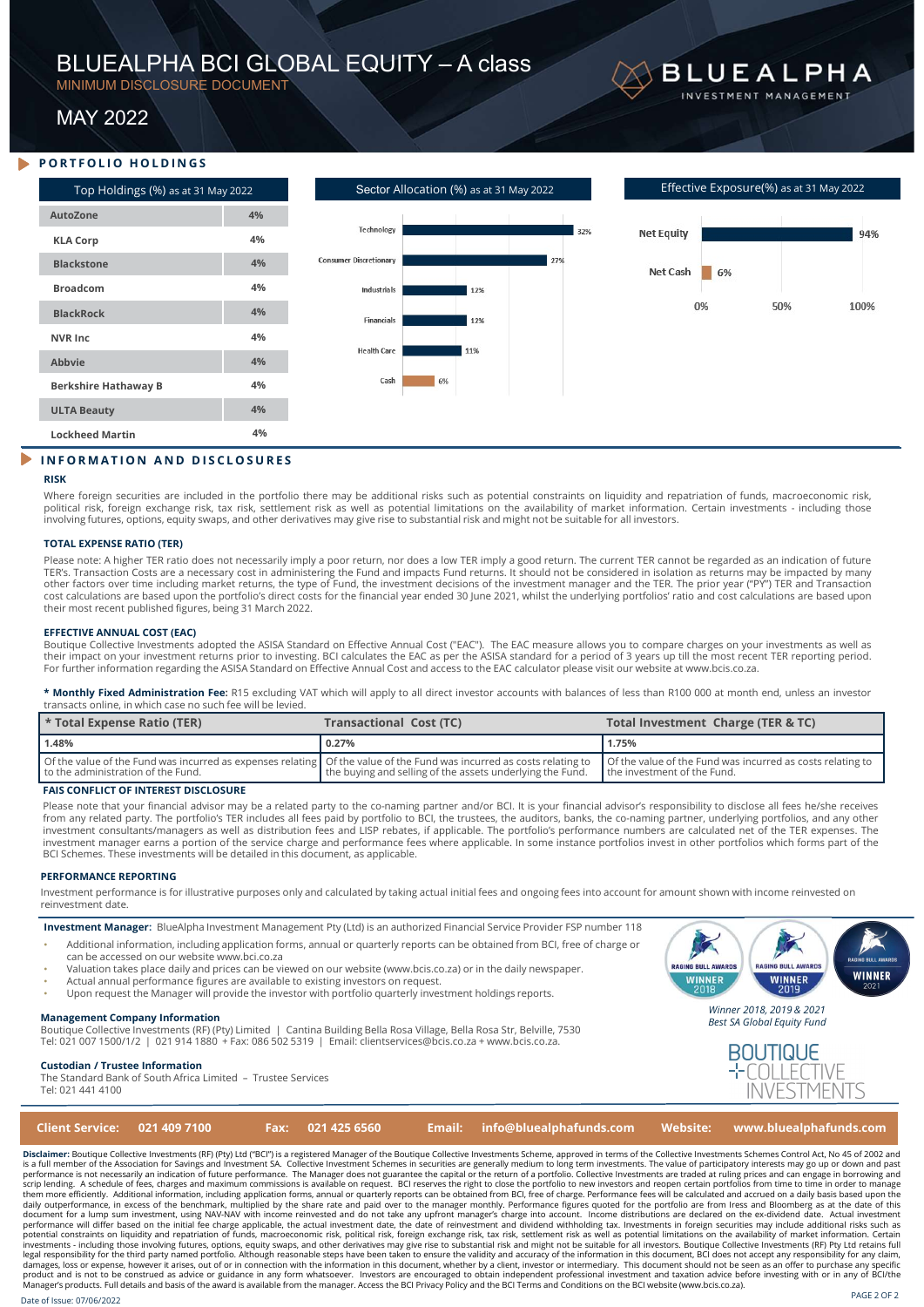# BLUEALPHA BCI GLOBAL EQUITY – A class

MINIMUM DISCLOSURE DOCUMENT

MAY 2022

BLUEALPHA INVESTMENT MANAGEMENT

## PORTFOLIO HOLDINGS

| Top Holdings (%) as at 31 May 2022 | |
|---|---|
| AutoZone | 4% |
| KLA Corp | 4% |
| Blackstone | 4% |
| Broadcom | 4% |
| BlackRock | 4% |
| NVR Inc | 4% |
| Abbvie | 4% |
| Berkshire Hathaway B | 4% |
| ULTA Beauty | 4% |
| Lockheed Martin | 4% |

**Sector Allocation (%) as at 31 May 2022**

Technology 32%
Consumer Discretionary 27%
Industrials 12%
Financials 12%
Health Care 11%
Cash 6%

**Effective Exposure(%) as at 31 May 2022**

Net Equity 94%
Net Cash 6%
0% 50% 100%

## INFORMATION AND DISCLOSURES

### RISK

Where foreign securities are included in the portfolio there may be additional risks such as potential constraints on liquidity and repatriation of funds, macroeconomic risk, political risk, foreign exchange risk, tax risk, settlement risk as well as potential limitations on the availability of market information. Certain investments - including those involving futures, options, equity swaps, and other derivatives may give rise to substantial risk and might not be suitable for all investors.

### TOTAL EXPENSE RATIO (TER)

Please note: A higher TER ratio does not necessarily imply a poor return, nor does a low TER imply a good return. The current TER cannot be regarded as an indication of future TER's. Transaction Costs are a necessary cost in administering the Fund and impacts Fund returns. It should not be considered in isolation as returns may be impacted by many other factors over time including market returns, the type of Fund, the investment decisions of the investment manager and the TER. The prior year ("PY") TER and Transaction cost calculations are based upon the portfolio's direct costs for the financial year ended 30 June 2021, whilst the underlying portfolios' ratio and cost calculations are based upon their most recent published figures, being 31 March 2022.

### EFFECTIVE ANNUAL COST (EAC)

Boutique Collective Investments adopted the ASISA Standard on Effective Annual Cost ("EAC"). The EAC measure allows you to compare charges on your investments as well as their impact on your investment returns prior to investing. BCI calculates the EAC as per the ASISA standard for a period of 3 years up till the most recent TER reporting period. For further information regarding the ASISA Standard on Effective Annual Cost and access to the EAC calculator please visit our website at www.bcis.co.za.

**\* Monthly Fixed Administration Fee:** R15 excluding VAT which will apply to all direct investor accounts with balances of less than R100 000 at month end, unless an investor transacts online, in which case no such fee will be levied.

| * Total Expense Ratio (TER) | Transactional Cost (TC) | Total Investment Charge (TER & TC) |
|---|---|---|
| 1.48% | 0.27% | 1.75% |
| Of the value of the Fund was incurred as expenses relating to the administration of the Fund. | Of the value of the Fund was incurred as costs relating to the buying and selling of the assets underlying the Fund. | Of the value of the Fund was incurred as costs relating to the investment of the Fund. |

### FAIS CONFLICT OF INTEREST DISCLOSURE

Please note that your financial advisor may be a related party to the co-naming partner and/or BCI. It is your financial advisor's responsibility to disclose all fees he/she receives from any related party. The portfolio's TER includes all fees paid by portfolio to BCI, the trustees, the auditors, banks, the co-naming partner, underlying portfolios, and any other investment consultants/managers as well as distribution fees and LISP rebates, if applicable. The portfolio's performance numbers are calculated net of the TER expenses. The investment manager earns a portion of the service charge and performance fees where applicable. In some instance portfolios invest in other portfolios which forms part of the BCI Schemes. These investments will be detailed in this document, as applicable.

### PERFORMANCE REPORTING

Investment performance is for illustrative purposes only and calculated by taking actual initial fees and ongoing fees into account for amount shown with income reinvested on reinvestment date.

**Investment Manager:** BlueAlpha Investment Management Pty (Ltd) is an authorized Financial Service Provider FSP number 118

- Additional information, including application forms, annual or quarterly reports can be obtained from BCI, free of charge or can be accessed on our website www.bci.co.za
- Valuation takes place daily and prices can be viewed on our website (www.bcis.co.za) or in the daily newspaper.
- Actual annual performance figures are available to existing investors on request.
- Upon request the Manager will provide the investor with portfolio quarterly investment holdings reports.

RAGING BULL AWARDS WINNER 2018 | RAGING BULL AWARDS WINNER 2019 | RAGING BULL AWARDS WINNER 2021

*Winner 2018, 2019 & 2021*
*Best SA Global Equity Fund*

### Management Company Information

Boutique Collective Investments (RF) (Pty) Limited | Cantina Building Bella Rosa Village, Bella Rosa Str, Belville, 7530
Tel: 021 007 1500/1/2 | 021 914 1880 + Fax: 086 502 5319 | Email: clientservices@bcis.co.za + www.bcis.co.za.

### Custodian / Trustee Information

The Standard Bank of South Africa Limited – Trustee Services
Tel: 021 441 4100

BOUTIQUE COLLECTIVE INVESTMENTS

**Client Service:** 021 409 7100 **Fax:** 021 425 6560 **Email:** info@bluealphafunds.com **Website:** www.bluealphafunds.com

**Disclaimer:** Boutique Collective Investments (RF) (Pty) Ltd ("BCI") is a registered Manager of the Boutique Collective Investments Scheme, approved in terms of the Collective Investments Schemes Control Act, No 45 of 2002 and is a full member of the Association for Savings and Investment SA. Collective Investment Schemes in securities are generally medium to long term investments. The value of participatory interests may go up or down and past performance is not necessarily an indication of future performance. The Manager does not guarantee the capital or the return of a portfolio. Collective Investments are traded at ruling prices and can engage in borrowing and scrip lending. A schedule of fees, charges and maximum commissions is available on request. BCI reserves the right to close the portfolio to new investors and reopen certain portfolios from time to time in order to manage them more efficiently. Additional information, including application forms, annual or quarterly reports can be obtained from BCI, free of charge. Performance fees will be calculated and accrued on a daily basis based upon the daily outperformance, in excess of the benchmark, multiplied by the share rate and paid over to the manager monthly. Performance figures quoted for the portfolio are from Iress and Bloomberg as at the date of this document for a lump sum investment, using NAV-NAV with income reinvested and do not take any upfront manager's charge into account. Income distributions are declared on the ex-dividend date. Actual investment performance will differ based on the initial fee charge applicable, the actual investment date, the date of reinvestment and dividend withholding tax. Investments in foreign securities may include additional risks such as potential constraints on liquidity and repatriation of funds, macroeconomic risk, political risk, foreign exchange risk, tax risk, settlement risk as well as potential limitations on the availability of market information. Certain investments - including those involving futures, options, equity swaps, and other derivatives may give rise to substantial risk and might not be suitable for all investors. Boutique Collective Investments (RF) Pty Ltd retains full legal responsibility for the third party named portfolio. Although reasonable steps have been taken to ensure the validity and accuracy of the information in this document, BCI does not accept any responsibility for any claim, damages, loss or expense, however it arises, out of or in connection with the information in this document, whether by a client, investor or intermediary. This document should not be seen as an offer to purchase any specific product and is not to be construed as advice or guidance in any form whatsoever. Investors are encouraged to obtain independent professional investment and taxation advice before investing with or in any of BCI/the Manager's products. Full details and basis of the award is available from the manager. Access the BCI Privacy Policy and the BCI Terms and Conditions on the BCI website (www.bcis.co.za).

Date of Issue: 07/06/2022